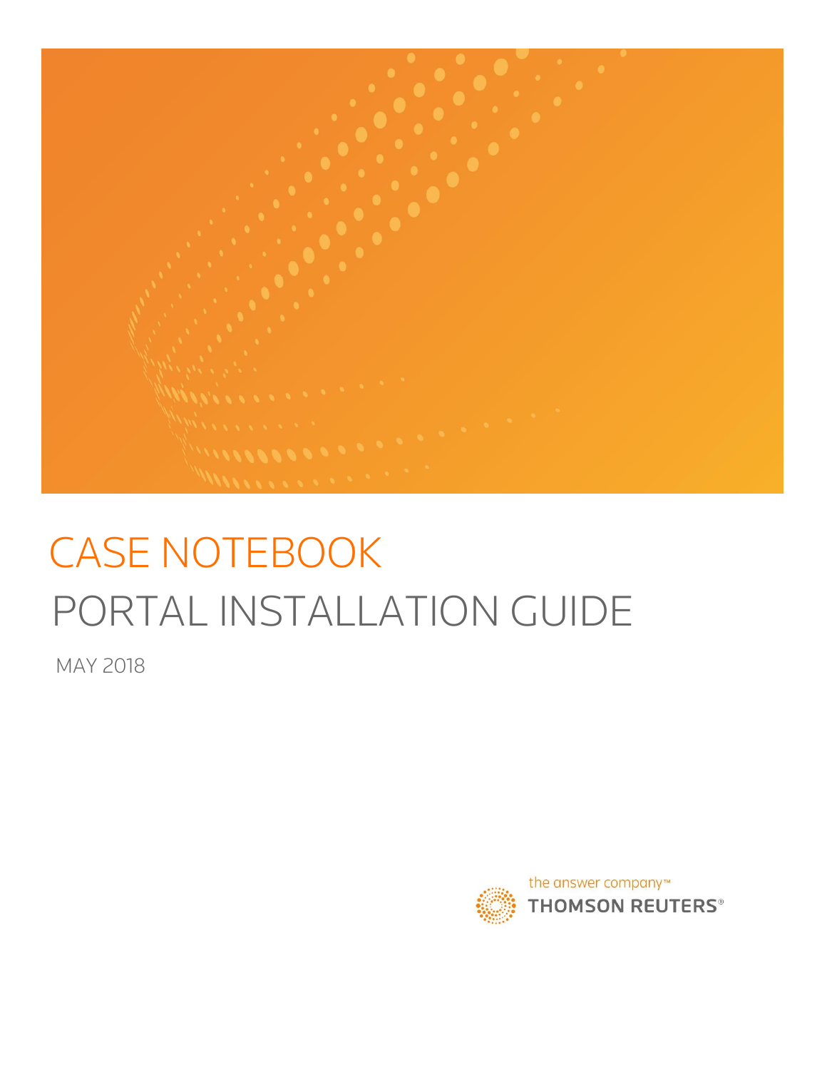# CASE NOTEBOOK

## PORTAL INSTALLATION GUIDE

MAY 2018

the answer company™
THOMSON REUTERS®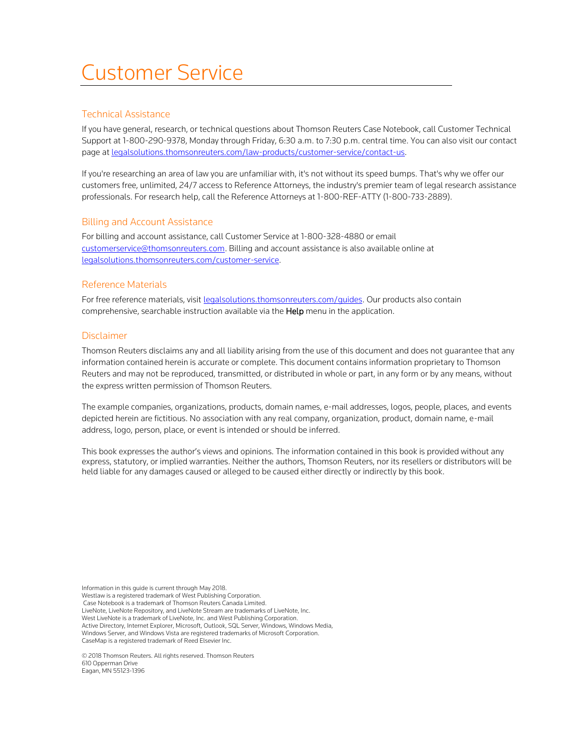# Customer Service

## Technical Assistance

If you have general, research, or technical questions about Thomson Reuters Case Notebook, call Customer Technical Support at 1-800-290-9378, Monday through Friday, 6:30 a.m. to 7:30 p.m. central time. You can also visit our contact page at legalsolutions.thomsonreuters.com/law-products/customer-service/contact-us.

If you're researching an area of law you are unfamiliar with, it's not without its speed bumps. That's why we offer our customers free, unlimited, 24/7 access to Reference Attorneys, the industry's premier team of legal research assistance professionals. For research help, call the Reference Attorneys at 1-800-REF-ATTY (1-800-733-2889).

## Billing and Account Assistance

For billing and account assistance, call Customer Service at 1-800-328-4880 or email customerservice@thomsonreuters.com. Billing and account assistance is also available online at legalsolutions.thomsonreuters.com/customer-service.

## Reference Materials

For free reference materials, visit legalsolutions.thomsonreuters.com/guides. Our products also contain comprehensive, searchable instruction available via the **Help** menu in the application.

## Disclaimer

Thomson Reuters disclaims any and all liability arising from the use of this document and does not guarantee that any information contained herein is accurate or complete. This document contains information proprietary to Thomson Reuters and may not be reproduced, transmitted, or distributed in whole or part, in any form or by any means, without the express written permission of Thomson Reuters.

The example companies, organizations, products, domain names, e-mail addresses, logos, people, places, and events depicted herein are fictitious. No association with any real company, organization, product, domain name, e-mail address, logo, person, place, or event is intended or should be inferred.

This book expresses the author's views and opinions. The information contained in this book is provided without any express, statutory, or implied warranties. Neither the authors, Thomson Reuters, nor its resellers or distributors will be held liable for any damages caused or alleged to be caused either directly or indirectly by this book.

Information in this guide is current through May 2018.
Westlaw is a registered trademark of West Publishing Corporation.
Case Notebook is a trademark of Thomson Reuters Canada Limited.
LiveNote, LiveNote Repository, and LiveNote Stream are trademarks of LiveNote, Inc.
West LiveNote is a trademark of LiveNote, Inc. and West Publishing Corporation.
Active Directory, Internet Explorer, Microsoft, Outlook, SQL Server, Windows, Windows Media, Windows Server, and Windows Vista are registered trademarks of Microsoft Corporation.
CaseMap is a registered trademark of Reed Elsevier Inc.

© 2018 Thomson Reuters. All rights reserved. Thomson Reuters
610 Opperman Drive
Eagan, MN 55123-1396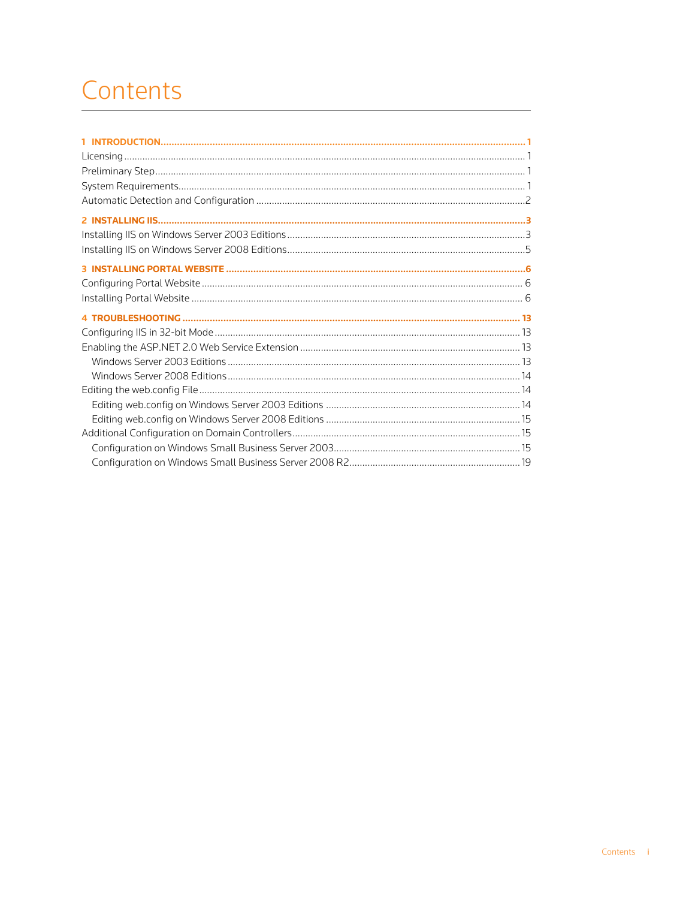# Contents

**1 INTRODUCTION** .......... **1**
Licensing .......... 1
Preliminary Step .......... 1
System Requirements .......... 1
Automatic Detection and Configuration .......... 2

**2 INSTALLING IIS** .......... **3**
Installing IIS on Windows Server 2003 Editions .......... 3
Installing IIS on Windows Server 2008 Editions .......... 5

**3 INSTALLING PORTAL WEBSITE** .......... **6**
Configuring Portal Website .......... 6
Installing Portal Website .......... 6

**4 TROUBLESHOOTING** .......... **13**
Configuring IIS in 32-bit Mode .......... 13
Enabling the ASP.NET 2.0 Web Service Extension .......... 13
- Windows Server 2003 Editions .......... 13
- Windows Server 2008 Editions .......... 14

Editing the web.config File .......... 14
- Editing web.config on Windows Server 2003 Editions .......... 14
- Editing web.config on Windows Server 2008 Editions .......... 15

Additional Configuration on Domain Controllers .......... 15
- Configuration on Windows Small Business Server 2003 .......... 15
- Configuration on Windows Small Business Server 2008 R2 .......... 19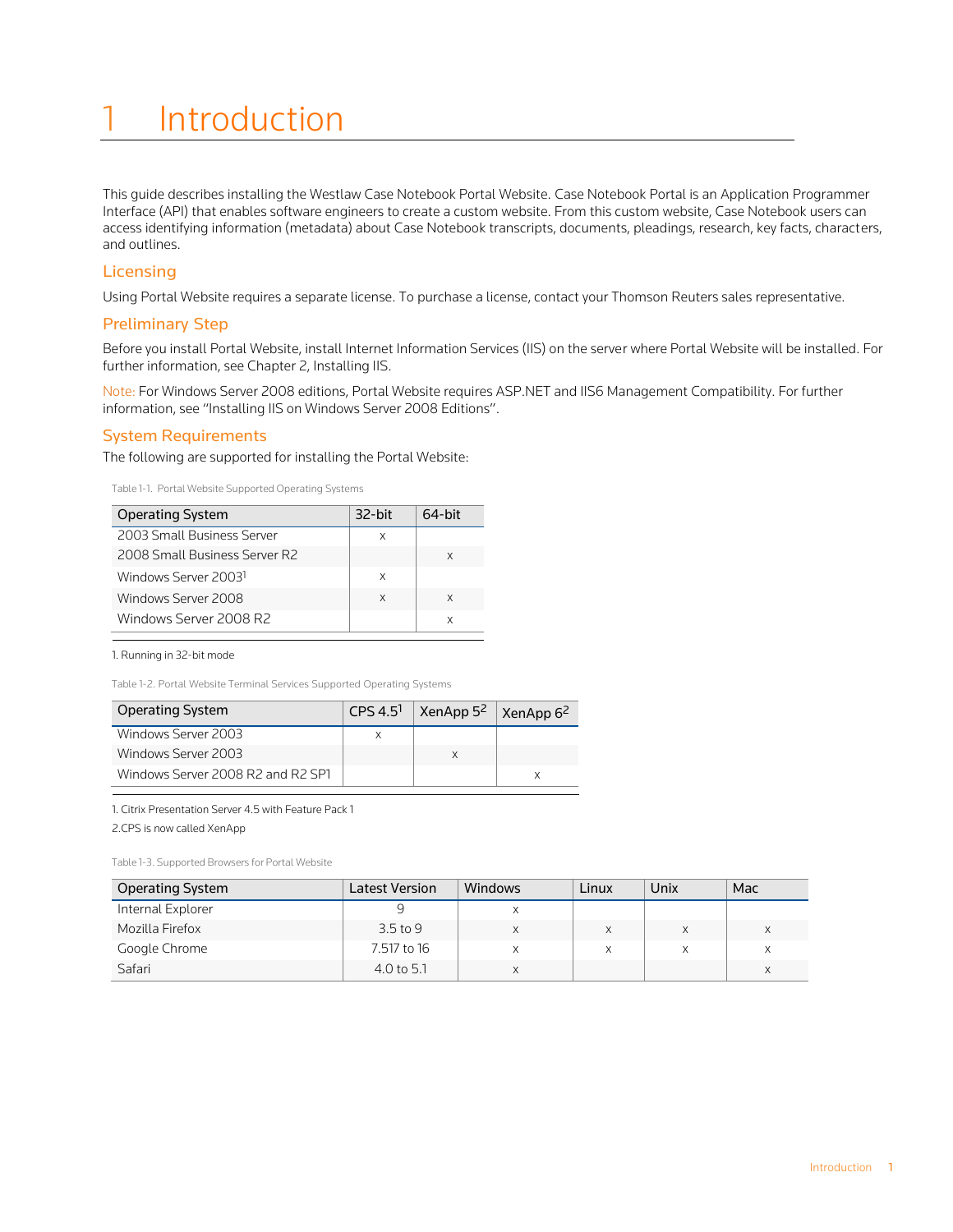# 1 Introduction

This guide describes installing the Westlaw Case Notebook Portal Website. Case Notebook Portal is an Application Programmer Interface (API) that enables software engineers to create a custom website. From this custom website, Case Notebook users can access identifying information (metadata) about Case Notebook transcripts, documents, pleadings, research, key facts, characters, and outlines.

## Licensing

Using Portal Website requires a separate license. To purchase a license, contact your Thomson Reuters sales representative.

## Preliminary Step

Before you install Portal Website, install Internet Information Services (IIS) on the server where Portal Website will be installed. For further information, see Chapter 2, Installing IIS.

Note: For Windows Server 2008 editions, Portal Website requires ASP.NET and IIS6 Management Compatibility. For further information, see "Installing IIS on Windows Server 2008 Editions".

## System Requirements

The following are supported for installing the Portal Website:

Table 1-1. Portal Website Supported Operating Systems

| Operating System | 32-bit | 64-bit |
|---|---|---|
| 2003 Small Business Server | x | |
| 2008 Small Business Server R2 | | x |
| Windows Server 2003[1] | x | |
| Windows Server 2008 | x | x |
| Windows Server 2008 R2 | | x |

1. Running in 32-bit mode

Table 1-2. Portal Website Terminal Services Supported Operating Systems

| Operating System | CPS 4.5[1] | XenApp 5[2] | XenApp 6[2] |
|---|---|---|---|
| Windows Server 2003 | x | | |
| Windows Server 2003 | | x | |
| Windows Server 2008 R2 and R2 SP1 | | | x |

1. Citrix Presentation Server 4.5 with Feature Pack 1

2.CPS is now called XenApp

Table 1-3. Supported Browsers for Portal Website

| Operating System | Latest Version | Windows | Linux | Unix | Mac |
|---|---|---|---|---|---|
| Internal Explorer | 9 | x | | | |
| Mozilla Firefox | 3.5 to 9 | x | x | x | x |
| Google Chrome | 7.517 to 16 | x | x | x | x |
| Safari | 4.0 to 5.1 | x | | | x |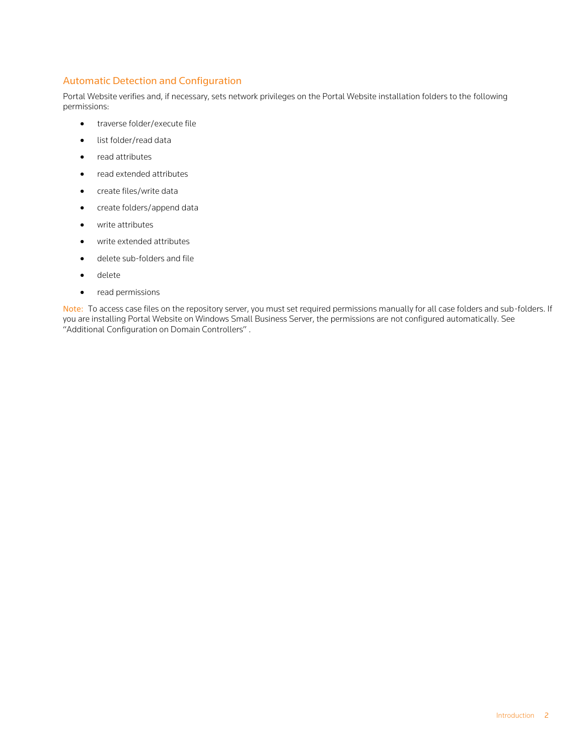## Automatic Detection and Configuration

Portal Website verifies and, if necessary, sets network privileges on the Portal Website installation folders to the following permissions:

- traverse folder/execute file
- list folder/read data
- read attributes
- read extended attributes
- create files/write data
- create folders/append data
- write attributes
- write extended attributes
- delete sub-folders and file
- delete
- read permissions

Note: To access case files on the repository server, you must set required permissions manually for all case folders and sub-folders. If you are installing Portal Website on Windows Small Business Server, the permissions are not configured automatically. See "Additional Configuration on Domain Controllers" .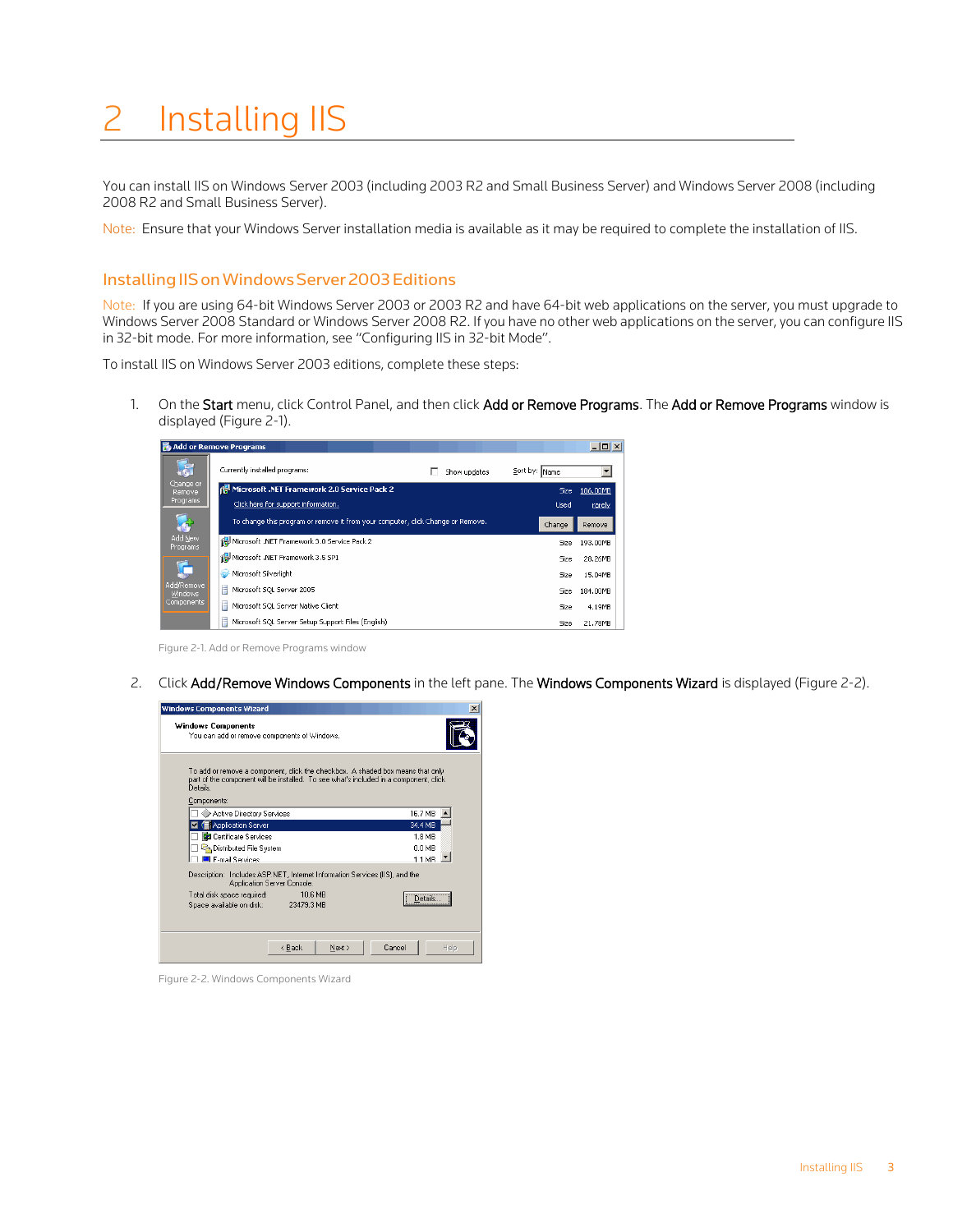# 2 Installing IIS

You can install IIS on Windows Server 2003 (including 2003 R2 and Small Business Server) and Windows Server 2008 (including 2008 R2 and Small Business Server).

Note: Ensure that your Windows Server installation media is available as it may be required to complete the installation of IIS.

## Installing IIS on Windows Server 2003 Editions

Note: If you are using 64-bit Windows Server 2003 or 2003 R2 and have 64-bit web applications on the server, you must upgrade to Windows Server 2008 Standard or Windows Server 2008 R2. If you have no other web applications on the server, you can configure IIS in 32-bit mode. For more information, see "Configuring IIS in 32-bit Mode".

To install IIS on Windows Server 2003 editions, complete these steps:

1. On the **Start** menu, click Control Panel, and then click **Add or Remove Programs**. The **Add or Remove Programs** window is displayed (Figure 2-1).

   Figure 2-1. Add or Remove Programs window

2. Click **Add/Remove Windows Components** in the left pane. The **Windows Components Wizard** is displayed (Figure 2-2).

   Figure 2-2. Windows Components Wizard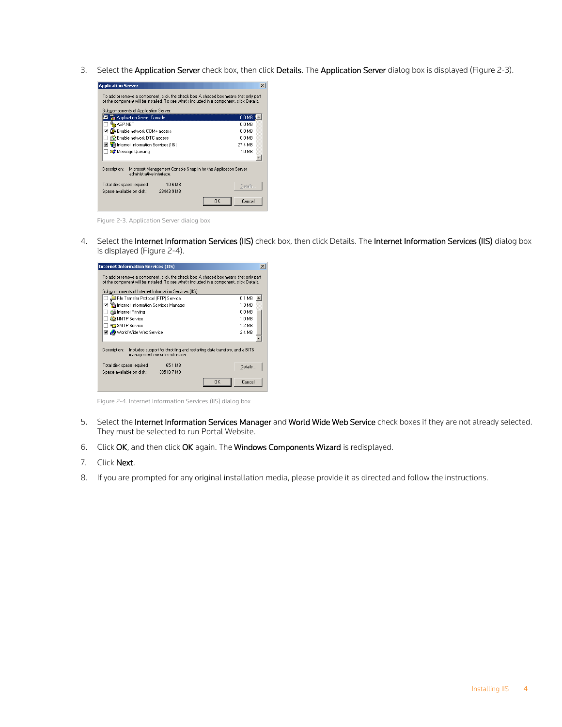3. Select the **Application Server** check box, then click **Details**. The **Application Server** dialog box is displayed (Figure 2-3).

Figure 2-3. Application Server dialog box

4. Select the **Internet Information Services (IIS)** check box, then click Details. The **Internet Information Services (IIS)** dialog box is displayed (Figure 2-4).

Figure 2-4. Internet Information Services (IIS) dialog box

5. Select the **Internet Information Services Manager** and **World Wide Web Service** check boxes if they are not already selected. They must be selected to run Portal Website.
6. Click **OK**, and then click **OK** again. The **Windows Components Wizard** is redisplayed.
7. Click **Next**.
8. If you are prompted for any original installation media, please provide it as directed and follow the instructions.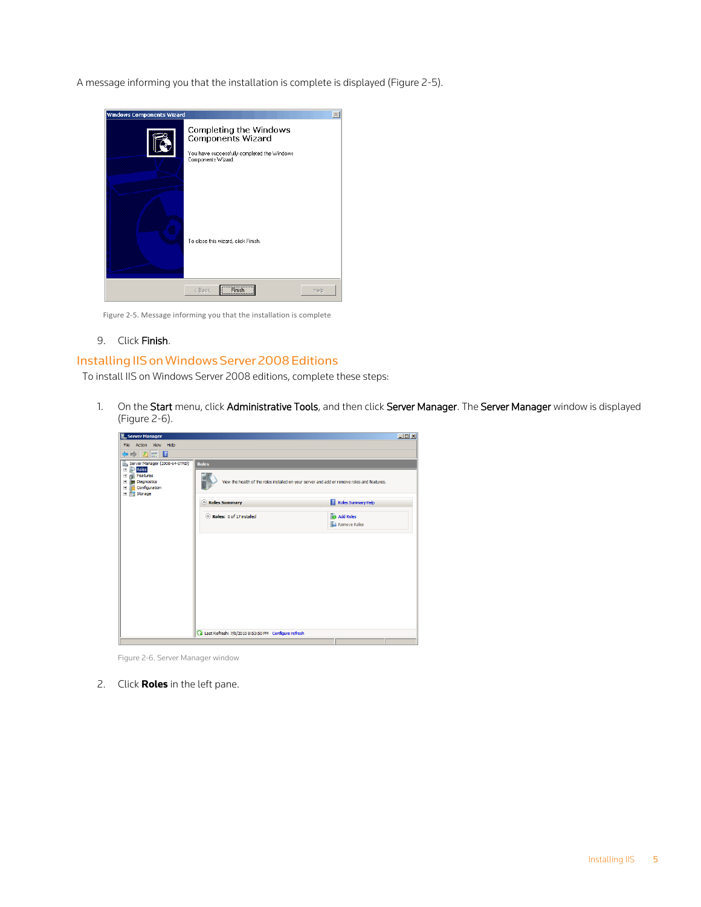A message informing you that the installation is complete is displayed (Figure 2-5).

Figure 2-5. Message informing you that the installation is complete

9. Click **Finish**.

## Installing IIS on Windows Server 2008 Editions

To install IIS on Windows Server 2008 editions, complete these steps:

1. On the **Start** menu, click **Administrative Tools**, and then click **Server Manager**. The **Server Manager** window is displayed (Figure 2-6).

   Figure 2-6. Server Manager window

2. Click **Roles** in the left pane.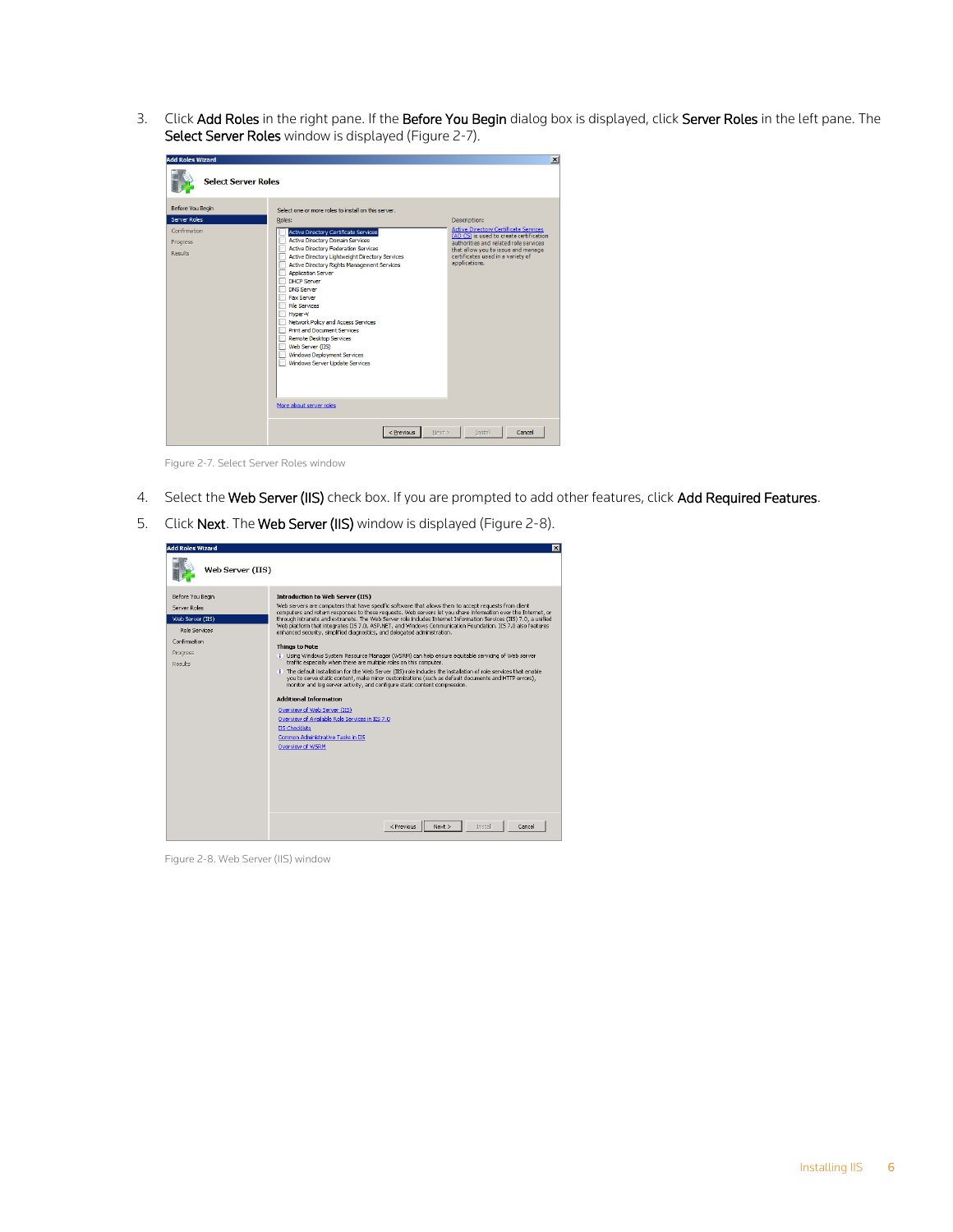3. Click **Add Roles** in the right pane. If the **Before You Begin** dialog box is displayed, click **Server Roles** in the left pane. The **Select Server Roles** window is displayed (Figure 2-7).

Figure 2-7. Select Server Roles window

4. Select the **Web Server (IIS)** check box. If you are prompted to add other features, click **Add Required Features**.
5. Click **Next**. The **Web Server (IIS)** window is displayed (Figure 2-8).

Figure 2-8. Web Server (IIS) window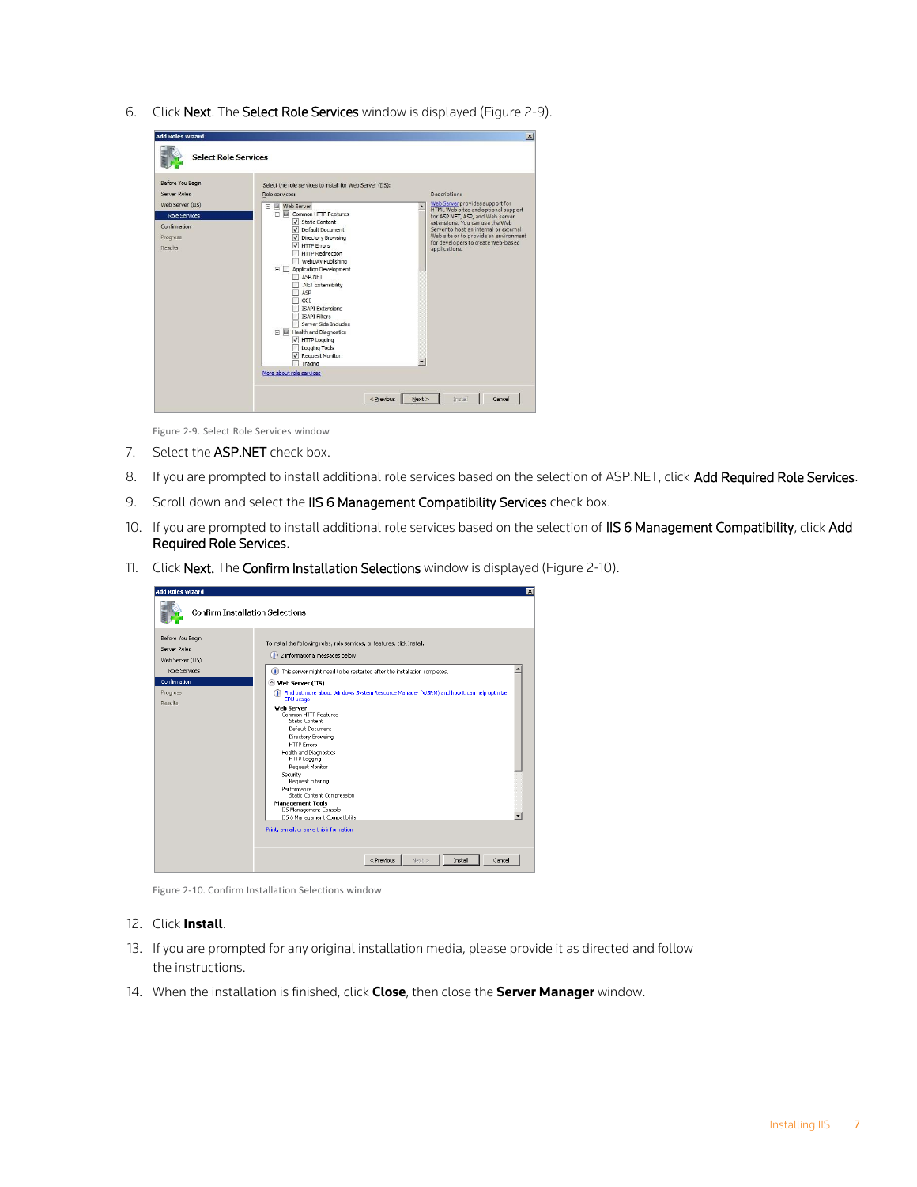6. Click Next. The Select Role Services window is displayed (Figure 2-9).

Figure 2-9. Select Role Services window

7. Select the ASP.NET check box.
8. If you are prompted to install additional role services based on the selection of ASP.NET, click Add Required Role Services.
9. Scroll down and select the IIS 6 Management Compatibility Services check box.
10. If you are prompted to install additional role services based on the selection of IIS 6 Management Compatibility, click Add Required Role Services.
11. Click Next. The Confirm Installation Selections window is displayed (Figure 2-10).

Figure 2-10. Confirm Installation Selections window

12. Click **Install**.
13. If you are prompted for any original installation media, please provide it as directed and follow the instructions.
14. When the installation is finished, click **Close**, then close the **Server Manager** window.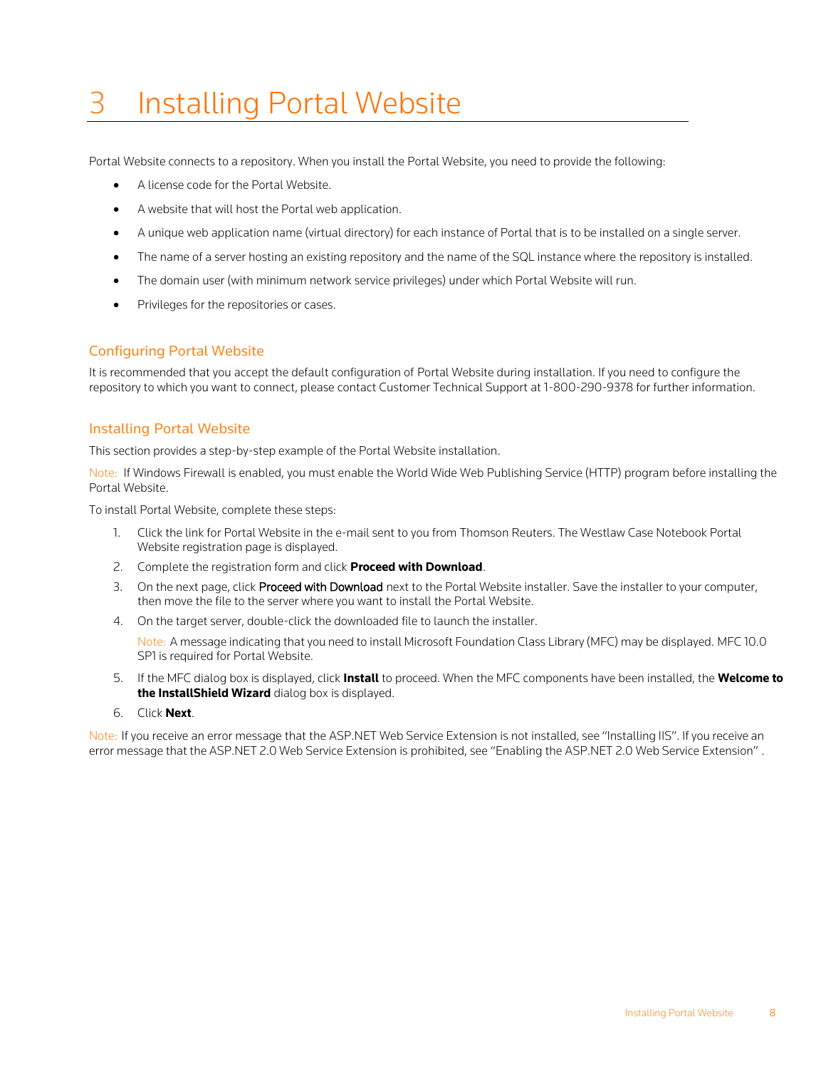# 3 Installing Portal Website

Portal Website connects to a repository. When you install the Portal Website, you need to provide the following:

- A license code for the Portal Website.
- A website that will host the Portal web application.
- A unique web application name (virtual directory) for each instance of Portal that is to be installed on a single server.
- The name of a server hosting an existing repository and the name of the SQL instance where the repository is installed.
- The domain user (with minimum network service privileges) under which Portal Website will run.
- Privileges for the repositories or cases.

## Configuring Portal Website

It is recommended that you accept the default configuration of Portal Website during installation. If you need to configure the repository to which you want to connect, please contact Customer Technical Support at 1-800-290-9378 for further information.

## Installing Portal Website

This section provides a step-by-step example of the Portal Website installation.

Note: If Windows Firewall is enabled, you must enable the World Wide Web Publishing Service (HTTP) program before installing the Portal Website.

To install Portal Website, complete these steps:

1. Click the link for Portal Website in the e-mail sent to you from Thomson Reuters. The Westlaw Case Notebook Portal Website registration page is displayed.
2. Complete the registration form and click **Proceed with Download**.
3. On the next page, click Proceed with Download next to the Portal Website installer. Save the installer to your computer, then move the file to the server where you want to install the Portal Website.
4. On the target server, double-click the downloaded file to launch the installer.

   Note: A message indicating that you need to install Microsoft Foundation Class Library (MFC) may be displayed. MFC 10.0 SP1 is required for Portal Website.
5. If the MFC dialog box is displayed, click **Install** to proceed. When the MFC components have been installed, the **Welcome to the InstallShield Wizard** dialog box is displayed.
6. Click **Next**.

Note: If you receive an error message that the ASP.NET Web Service Extension is not installed, see "Installing IIS". If you receive an error message that the ASP.NET 2.0 Web Service Extension is prohibited, see "Enabling the ASP.NET 2.0 Web Service Extension" .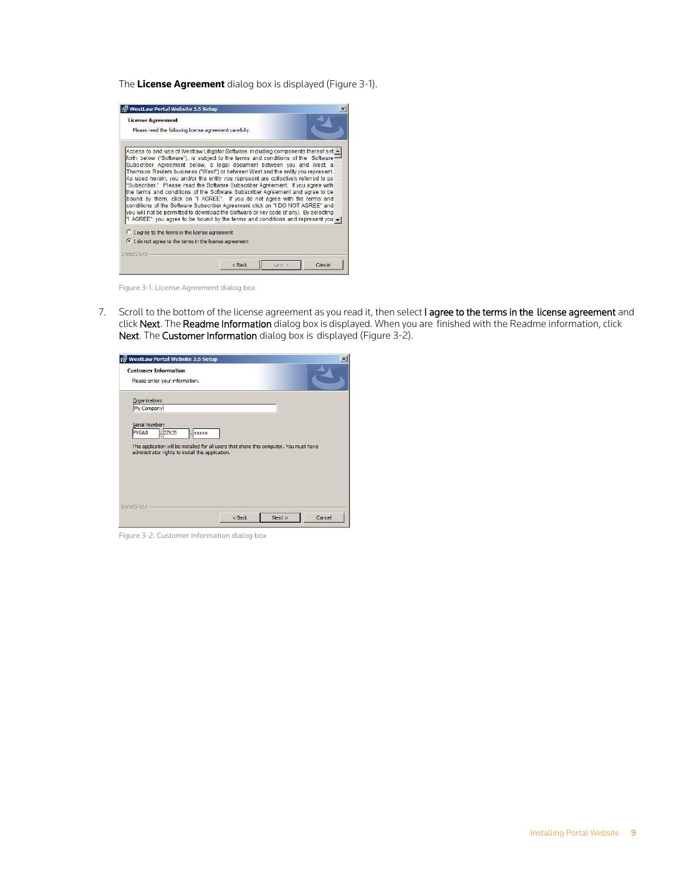The **License Agreement** dialog box is displayed (Figure 3-1).

Figure 3-1. License Agreement dialog box

7. Scroll to the bottom of the license agreement as you read it, then select **I agree to the terms in the license agreement** and click **Next**. The **Readme Information** dialog box is displayed. When you are finished with the Readme information, click **Next**. The **Customer Information** dialog box is displayed (Figure 3-2).

Figure 3-2. Customer Information dialog box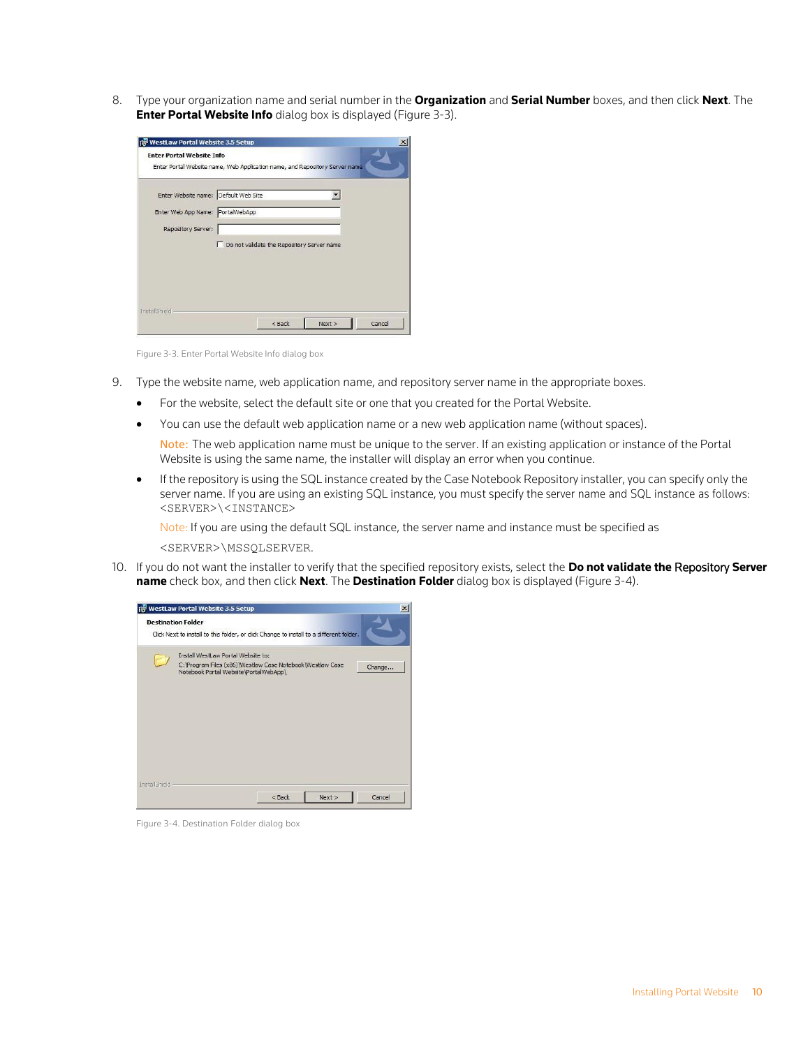8. Type your organization name and serial number in the **Organization** and **Serial Number** boxes, and then click **Next**. The **Enter Portal Website Info** dialog box is displayed (Figure 3-3).

Figure 3-3. Enter Portal Website Info dialog box

9. Type the website name, web application name, and repository server name in the appropriate boxes.

   - For the website, select the default site or one that you created for the Portal Website.
   - You can use the default web application name or a new web application name (without spaces).

     Note: The web application name must be unique to the server. If an existing application or instance of the Portal Website is using the same name, the installer will display an error when you continue.

   - If the repository is using the SQL instance created by the Case Notebook Repository installer, you can specify only the server name. If you are using an existing SQL instance, you must specify the server name and SQL instance as follows: `<SERVER>\<INSTANCE>`

     Note: If you are using the default SQL instance, the server name and instance must be specified as

     `<SERVER>\MSSQLSERVER`.

10. If you do not want the installer to verify that the specified repository exists, select the **Do not validate the Repository Server name** check box, and then click **Next**. The **Destination Folder** dialog box is displayed (Figure 3-4).

Figure 3-4. Destination Folder dialog box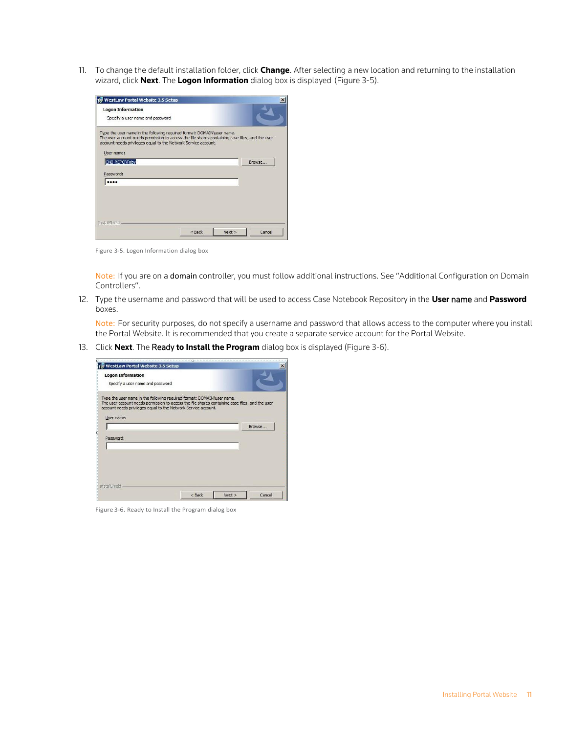11. To change the default installation folder, click **Change**. After selecting a new location and returning to the installation wizard, click **Next**. The **Logon Information** dialog box is displayed (Figure 3-5).

Figure 3-5. Logon Information dialog box

Note: If you are on a **domain** controller, you must follow additional instructions. See "Additional Configuration on Domain Controllers".

12. Type the username and password that will be used to access Case Notebook Repository in the **User** name and **Password** boxes.

    Note: For security purposes, do not specify a username and password that allows access to the computer where you install the Portal Website. It is recommended that you create a separate service account for the Portal Website.

13. Click **Next**. The Ready **to Install the Program** dialog box is displayed (Figure 3-6).

Figure 3-6. Ready to Install the Program dialog box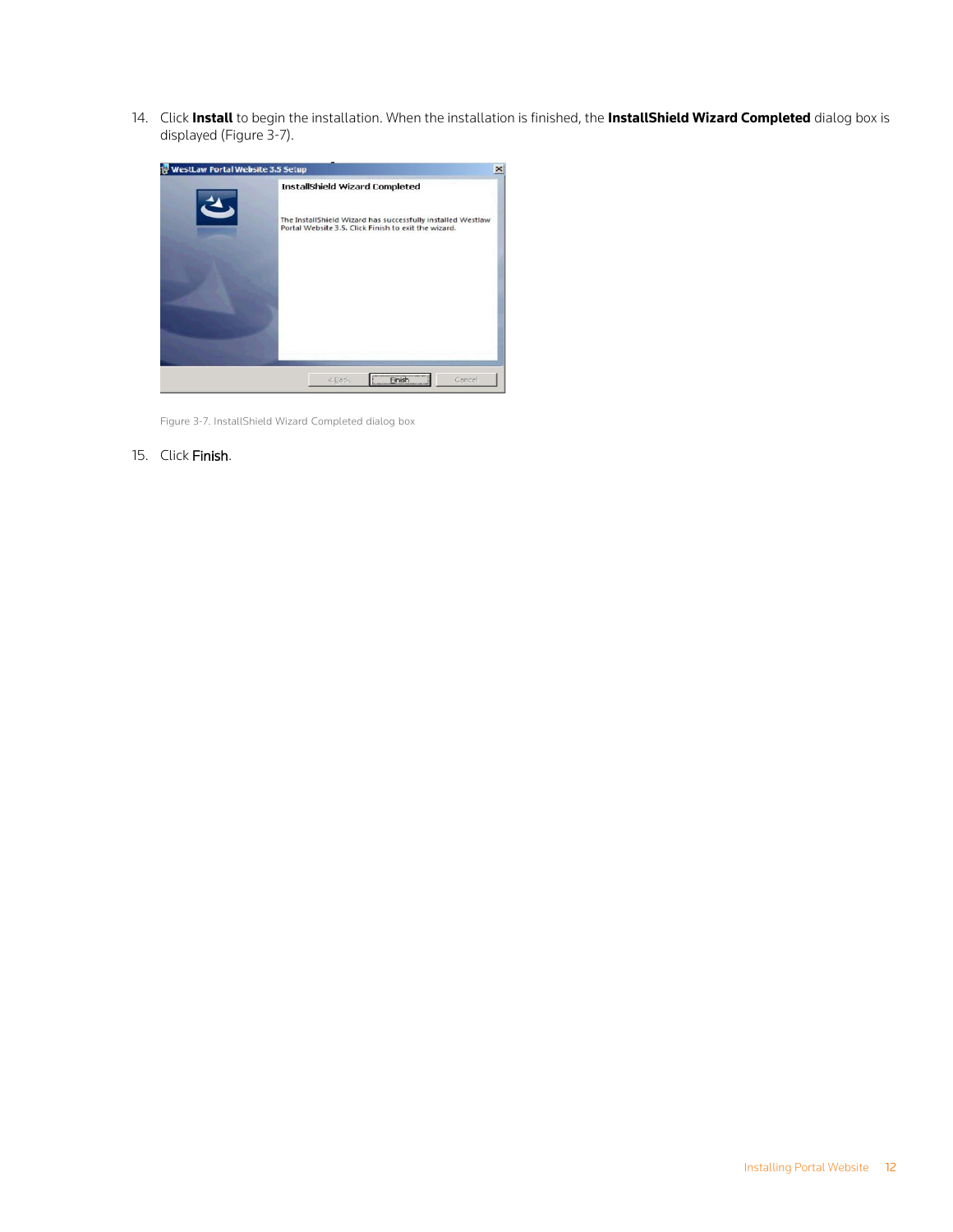14. Click **Install** to begin the installation. When the installation is finished, the **InstallShield Wizard Completed** dialog box is displayed (Figure 3-7).

Figure 3-7. InstallShield Wizard Completed dialog box

15. Click Finish.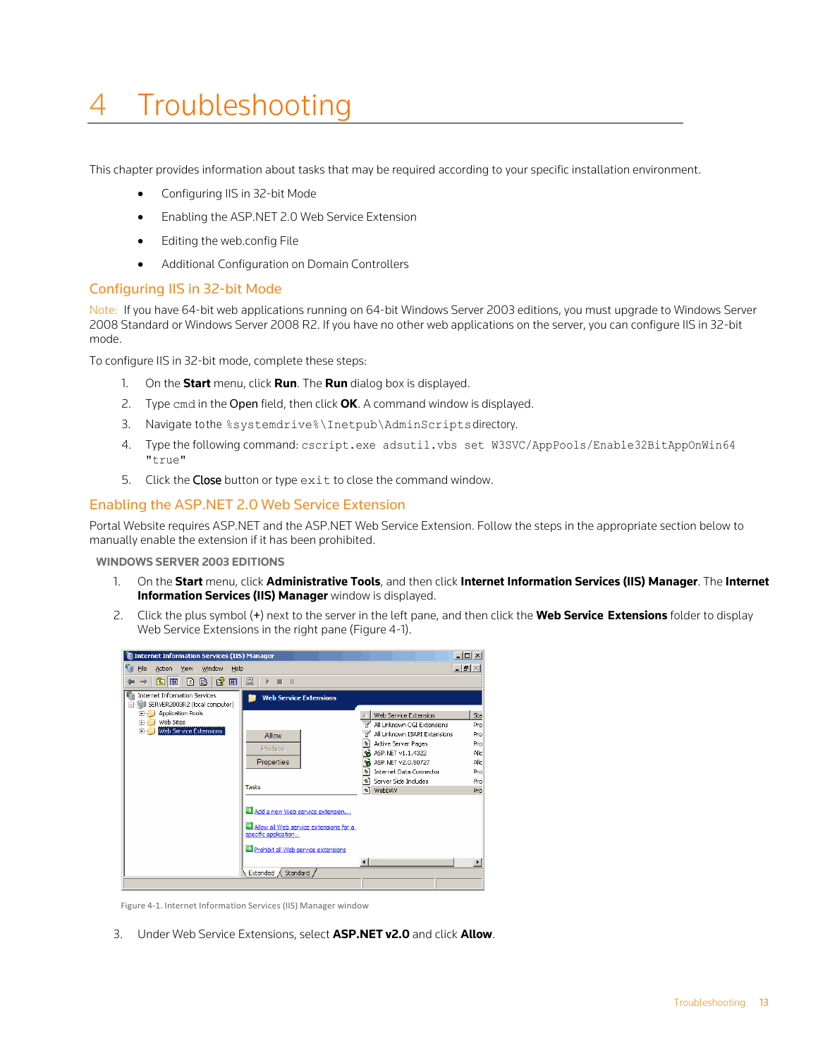# 4 Troubleshooting

This chapter provides information about tasks that may be required according to your specific installation environment.

- Configuring IIS in 32-bit Mode
- Enabling the ASP.NET 2.0 Web Service Extension
- Editing the web.config File
- Additional Configuration on Domain Controllers

## Configuring IIS in 32-bit Mode

Note: If you have 64-bit web applications running on 64-bit Windows Server 2003 editions, you must upgrade to Windows Server 2008 Standard or Windows Server 2008 R2. If you have no other web applications on the server, you can configure IIS in 32-bit mode.

To configure IIS in 32-bit mode, complete these steps:

1. On the **Start** menu, click **Run**. The **Run** dialog box is displayed.
2. Type `cmd` in the Open field, then click **OK**. A command window is displayed.
3. Navigate to the `%systemdrive%\Inetpub\AdminScripts` directory.
4. Type the following command: `cscript.exe adsutil.vbs set W3SVC/AppPools/Enable32BitAppOnWin64 "true"`
5. Click the Close button or type `exit` to close the command window.

## Enabling the ASP.NET 2.0 Web Service Extension

Portal Website requires ASP.NET and the ASP.NET Web Service Extension. Follow the steps in the appropriate section below to manually enable the extension if it has been prohibited.

### WINDOWS SERVER 2003 EDITIONS

1. On the **Start** menu, click **Administrative Tools**, and then click **Internet Information Services (IIS) Manager**. The **Internet Information Services (IIS) Manager** window is displayed.
2. Click the plus symbol (**+**) next to the server in the left pane, and then click the **Web Service Extensions** folder to display Web Service Extensions in the right pane (Figure 4-1).

Figure 4-1. Internet Information Services (IIS) Manager window

3. Under Web Service Extensions, select **ASP.NET v2.0** and click **Allow**.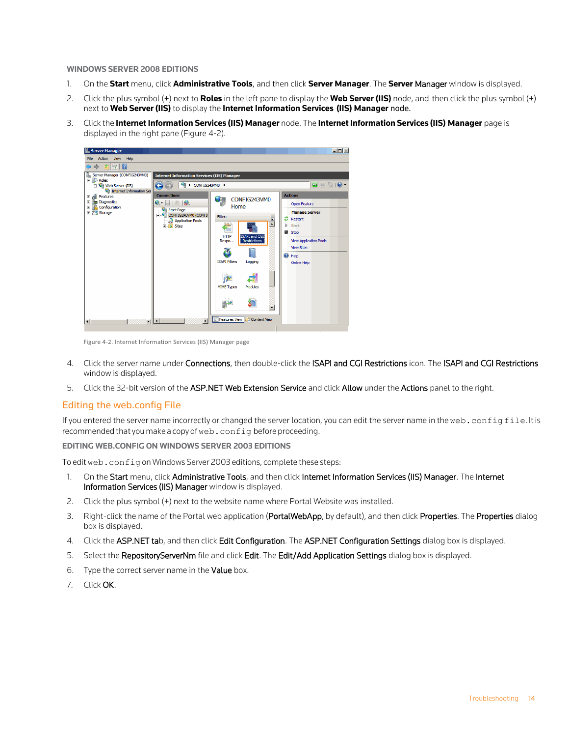#### WINDOWS SERVER 2008 EDITIONS

1. On the **Start** menu, click **Administrative Tools**, and then click **Server Manager**. The **Server Manager** window is displayed.
2. Click the plus symbol (**+**) next to **Roles** in the left pane to display the **Web Server (IIS)** node, and then click the plus symbol (**+**) next to **Web Server (IIS)** to display the **Internet Information Services (IIS) Manager** node.
3. Click the **Internet Information Services (IIS) Manager** node. The **Internet Information Services (IIS) Manager** page is displayed in the right pane (Figure 4-2).

Figure 4-2. Internet Information Services (IIS) Manager page

4. Click the server name under Connections, then double-click the ISAPI and CGI Restrictions icon. The ISAPI and CGI Restrictions window is displayed.
5. Click the 32-bit version of the ASP.NET Web Extension Service and click Allow under the Actions panel to the right.

## Editing the web.config File

If you entered the server name incorrectly or changed the server location, you can edit the server name in the `web.config` file. It is recommended that you make a copy of `web.config` before proceeding.

#### EDITING WEB.CONFIG ON WINDOWS SERVER 2003 EDITIONS

To edit `web.config` on Windows Server 2003 editions, complete these steps:

1. On the Start menu, click Administrative Tools, and then click Internet Information Services (IIS) Manager. The Internet Information Services (IIS) Manager window is displayed.
2. Click the plus symbol (+) next to the website name where Portal Website was installed.
3. Right-click the name of the Portal web application (PortalWebApp, by default), and then click Properties. The Properties dialog box is displayed.
4. Click the ASP.NET tab, and then click Edit Configuration. The ASP.NET Configuration Settings dialog box is displayed.
5. Select the RepositoryServerNm file and click Edit. The Edit/Add Application Settings dialog box is displayed.
6. Type the correct server name in the Value box.
7. Click OK.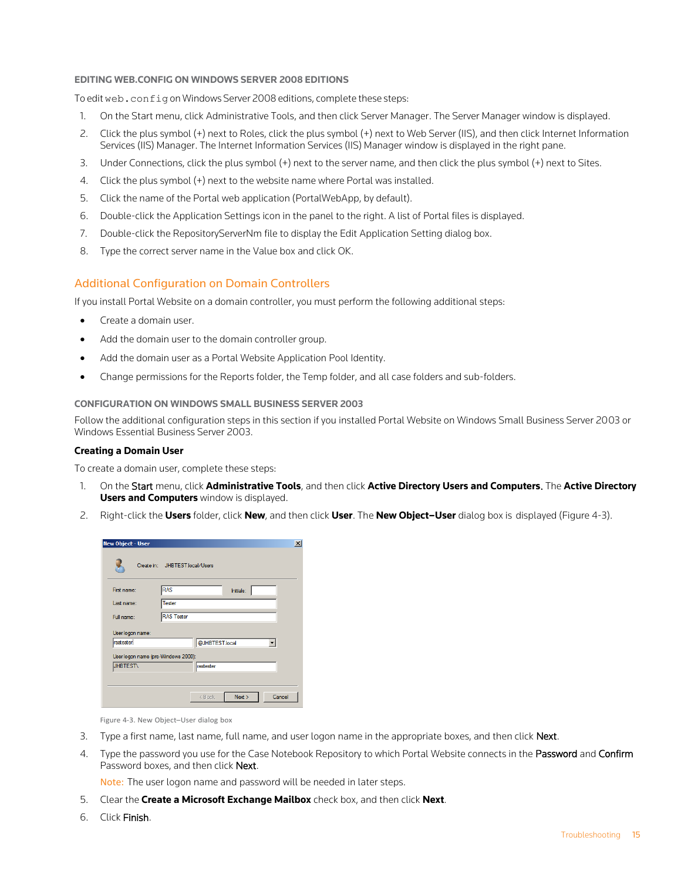#### EDITING WEB.CONFIG ON WINDOWS SERVER 2008 EDITIONS

To edit `web.config` on Windows Server 2008 editions, complete these steps:

1. On the Start menu, click Administrative Tools, and then click Server Manager. The Server Manager window is displayed.
2. Click the plus symbol (+) next to Roles, click the plus symbol (+) next to Web Server (IIS), and then click Internet Information Services (IIS) Manager. The Internet Information Services (IIS) Manager window is displayed in the right pane.
3. Under Connections, click the plus symbol (+) next to the server name, and then click the plus symbol (+) next to Sites.
4. Click the plus symbol (+) next to the website name where Portal was installed.
5. Click the name of the Portal web application (PortalWebApp, by default).
6. Double-click the Application Settings icon in the panel to the right. A list of Portal files is displayed.
7. Double-click the RepositoryServerNm file to display the Edit Application Setting dialog box.
8. Type the correct server name in the Value box and click OK.

## Additional Configuration on Domain Controllers

If you install Portal Website on a domain controller, you must perform the following additional steps:

- Create a domain user.
- Add the domain user to the domain controller group.
- Add the domain user as a Portal Website Application Pool Identity.
- Change permissions for the Reports folder, the Temp folder, and all case folders and sub-folders.

#### CONFIGURATION ON WINDOWS SMALL BUSINESS SERVER 2003

Follow the additional configuration steps in this section if you installed Portal Website on Windows Small Business Server 2003 or Windows Essential Business Server 2003.

**Creating a Domain User**

To create a domain user, complete these steps:

1. On the Start menu, click **Administrative Tools**, and then click **Active Directory Users and Computers**. The **Active Directory Users and Computers** window is displayed.
2. Right-click the **Users** folder, click **New**, and then click **User**. The **New Object–User** dialog box is displayed (Figure 4-3).

Figure 4-3. New Object–User dialog box

3. Type a first name, last name, full name, and user logon name in the appropriate boxes, and then click Next.
4. Type the password you use for the Case Notebook Repository to which Portal Website connects in the Password and Confirm Password boxes, and then click Next.

   Note: The user logon name and password will be needed in later steps.
5. Clear the **Create a Microsoft Exchange Mailbox** check box, and then click **Next**.
6. Click Finish.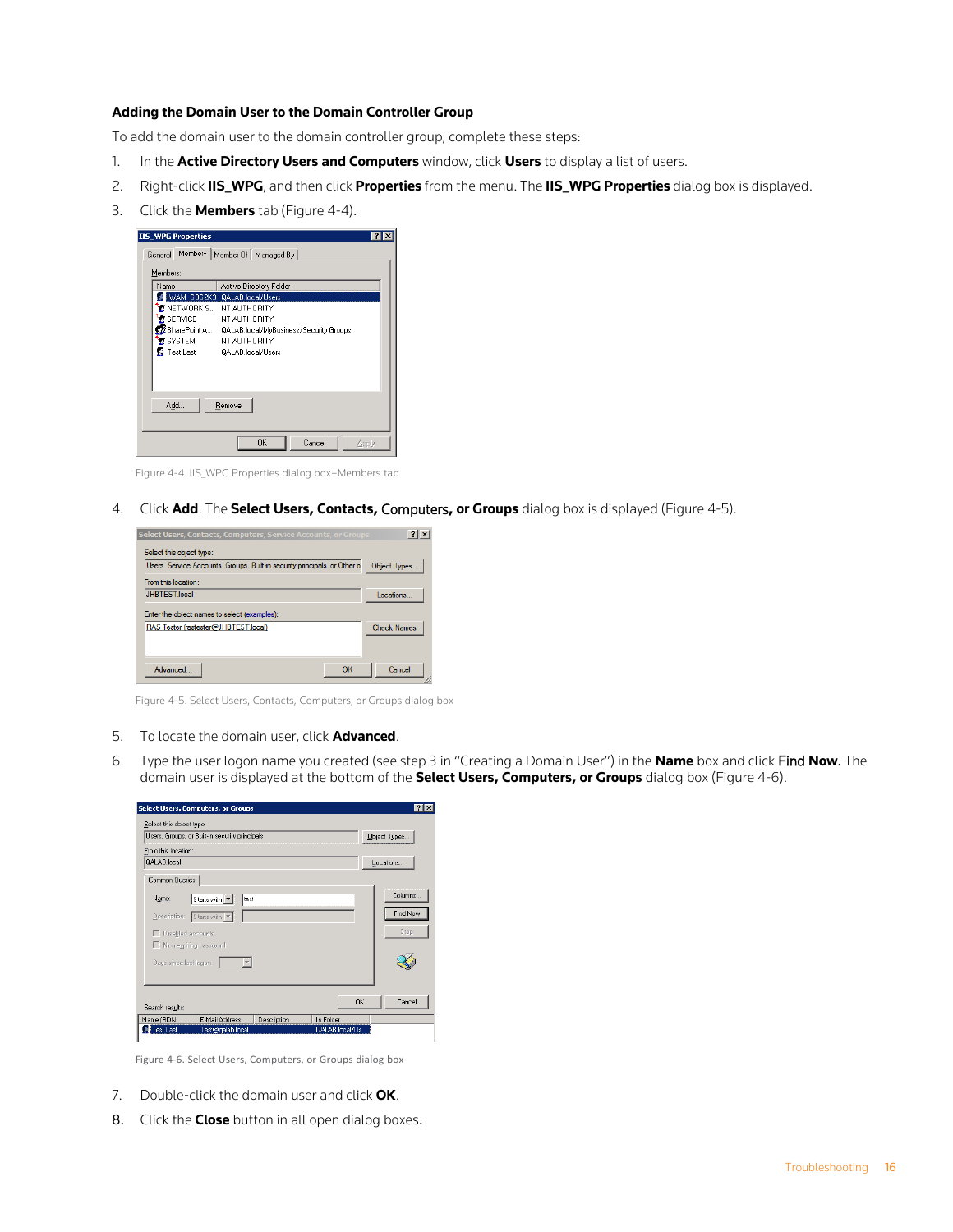### Adding the Domain User to the Domain Controller Group

To add the domain user to the domain controller group, complete these steps:

1. In the **Active Directory Users and Computers** window, click **Users** to display a list of users.
2. Right-click **IIS_WPG**, and then click **Properties** from the menu. The **IIS_WPG Properties** dialog box is displayed.
3. Click the **Members** tab (Figure 4-4).

Figure 4-4. IIS_WPG Properties dialog box–Members tab

4. Click **Add**. The **Select Users, Contacts, Computers, or Groups** dialog box is displayed (Figure 4-5).

Figure 4-5. Select Users, Contacts, Computers, or Groups dialog box

5. To locate the domain user, click **Advanced**.
6. Type the user logon name you created (see step 3 in "Creating a Domain User") in the **Name** box and click **Find Now**. The domain user is displayed at the bottom of the **Select Users, Computers, or Groups** dialog box (Figure 4-6).

Figure 4-6. Select Users, Computers, or Groups dialog box

7. Double-click the domain user and click **OK**.
8. Click the **Close** button in all open dialog boxes.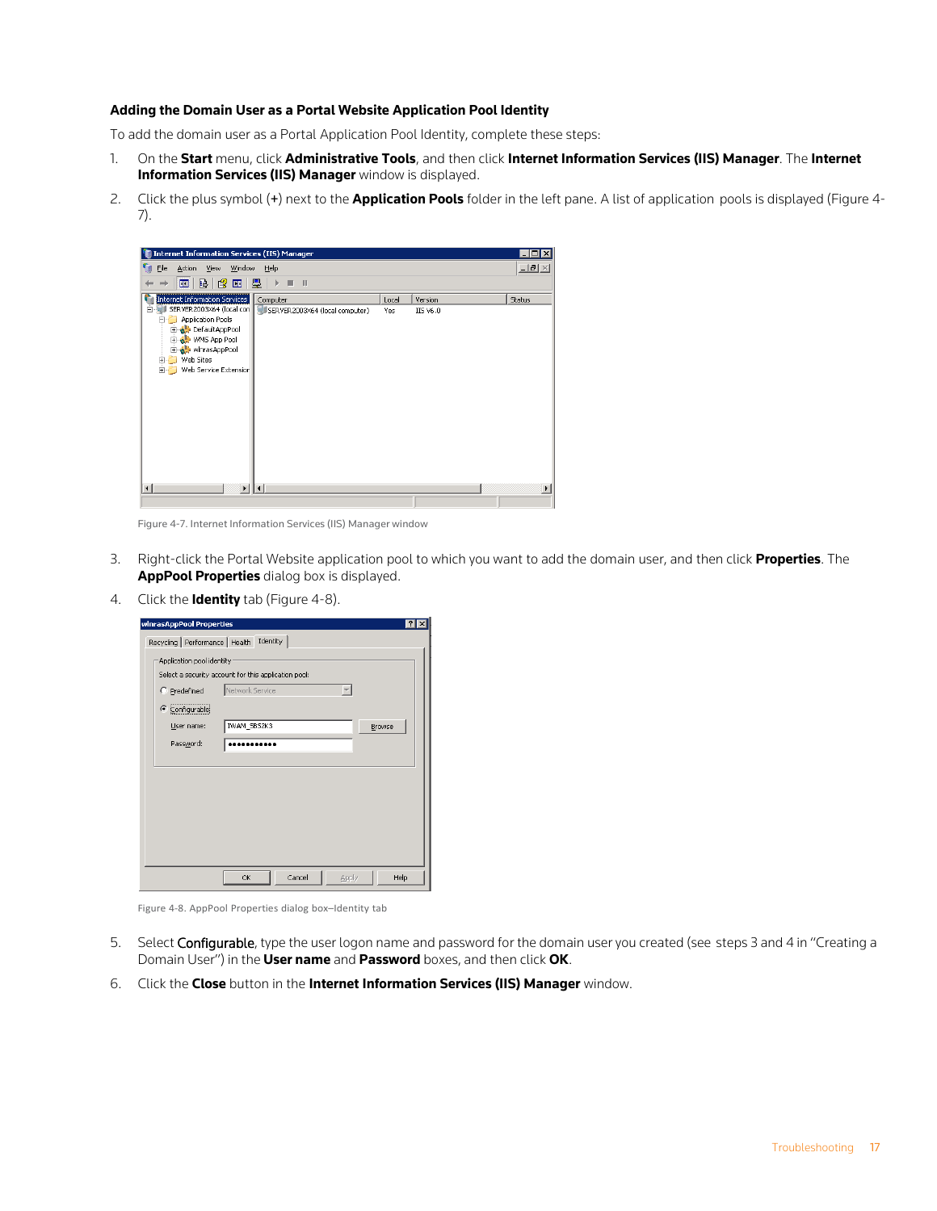### Adding the Domain User as a Portal Website Application Pool Identity

To add the domain user as a Portal Application Pool Identity, complete these steps:

1. On the **Start** menu, click **Administrative Tools**, and then click **Internet Information Services (IIS) Manager**. The **Internet Information Services (IIS) Manager** window is displayed.
2. Click the plus symbol (**+**) next to the **Application Pools** folder in the left pane. A list of application pools is displayed (Figure 4-7).

Figure 4-7. Internet Information Services (IIS) Manager window

3. Right-click the Portal Website application pool to which you want to add the domain user, and then click **Properties**. The **AppPool Properties** dialog box is displayed.
4. Click the **Identity** tab (Figure 4-8).

Figure 4-8. AppPool Properties dialog box–Identity tab

5. Select Configurable, type the user logon name and password for the domain user you created (see steps 3 and 4 in "Creating a Domain User") in the **User name** and **Password** boxes, and then click **OK**.
6. Click the **Close** button in the **Internet Information Services (IIS) Manager** window.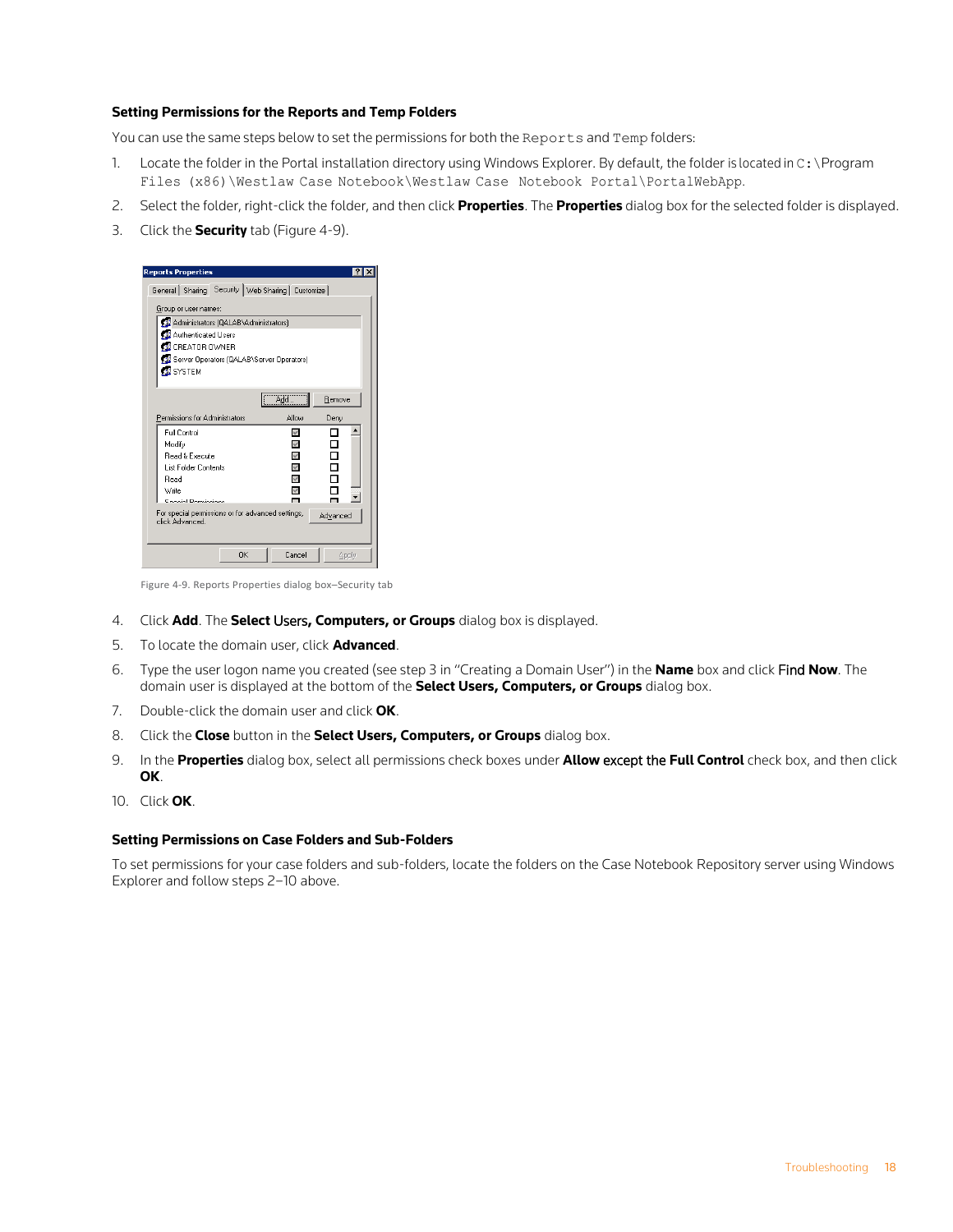### Setting Permissions for the Reports and Temp Folders

You can use the same steps below to set the permissions for both the `Reports` and `Temp` folders:

1. Locate the folder in the Portal installation directory using Windows Explorer. By default, the folder is located in `C:\Program Files (x86)\Westlaw Case Notebook\Westlaw Case Notebook Portal\PortalWebApp`.
2. Select the folder, right-click the folder, and then click **Properties**. The **Properties** dialog box for the selected folder is displayed.
3. Click the **Security** tab (Figure 4-9).

Figure 4-9. Reports Properties dialog box–Security tab

4. Click **Add**. The **Select Users, Computers, or Groups** dialog box is displayed.
5. To locate the domain user, click **Advanced**.
6. Type the user logon name you created (see step 3 in "Creating a Domain User") in the **Name** box and click **Find Now**. The domain user is displayed at the bottom of the **Select Users, Computers, or Groups** dialog box.
7. Double-click the domain user and click **OK**.
8. Click the **Close** button in the **Select Users, Computers, or Groups** dialog box.
9. In the **Properties** dialog box, select all permissions check boxes under **Allow except the Full Control** check box, and then click **OK**.
10. Click **OK**.

### Setting Permissions on Case Folders and Sub-Folders

To set permissions for your case folders and sub-folders, locate the folders on the Case Notebook Repository server using Windows Explorer and follow steps 2–10 above.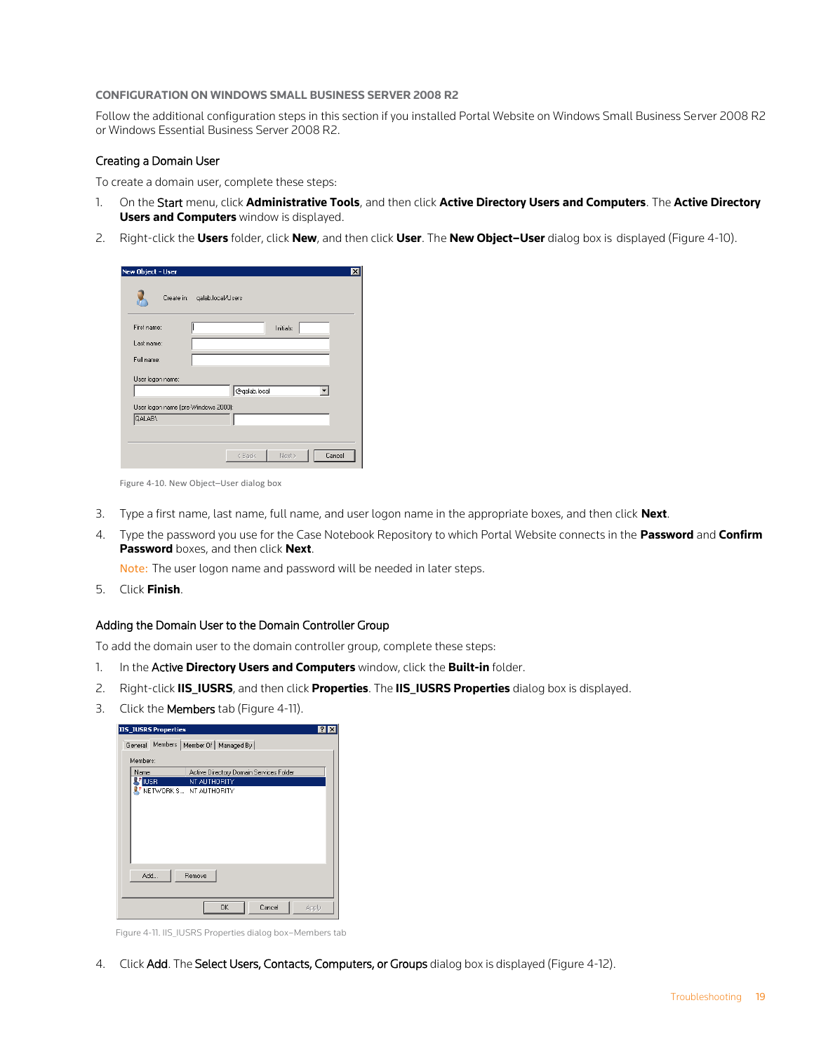### CONFIGURATION ON WINDOWS SMALL BUSINESS SERVER 2008 R2

Follow the additional configuration steps in this section if you installed Portal Website on Windows Small Business Server 2008 R2 or Windows Essential Business Server 2008 R2.

#### Creating a Domain User

To create a domain user, complete these steps:

1. On the Start menu, click **Administrative Tools**, and then click **Active Directory Users and Computers**. The **Active Directory Users and Computers** window is displayed.
2. Right-click the **Users** folder, click **New**, and then click **User**. The **New Object–User** dialog box is displayed (Figure 4-10).

Figure 4-10. New Object–User dialog box

3. Type a first name, last name, full name, and user logon name in the appropriate boxes, and then click **Next**.
4. Type the password you use for the Case Notebook Repository to which Portal Website connects in the **Password** and **Confirm Password** boxes, and then click **Next**.

   Note: The user logon name and password will be needed in later steps.
5. Click **Finish**.

#### Adding the Domain User to the Domain Controller Group

To add the domain user to the domain controller group, complete these steps:

1. In the **Active Directory Users and Computers** window, click the **Built-in** folder.
2. Right-click **IIS_IUSRS**, and then click **Properties**. The **IIS_IUSRS Properties** dialog box is displayed.
3. Click the Members tab (Figure 4-11).

Figure 4-11. IIS_IUSRS Properties dialog box–Members tab

4. Click Add. The Select Users, Contacts, Computers, or Groups dialog box is displayed (Figure 4-12).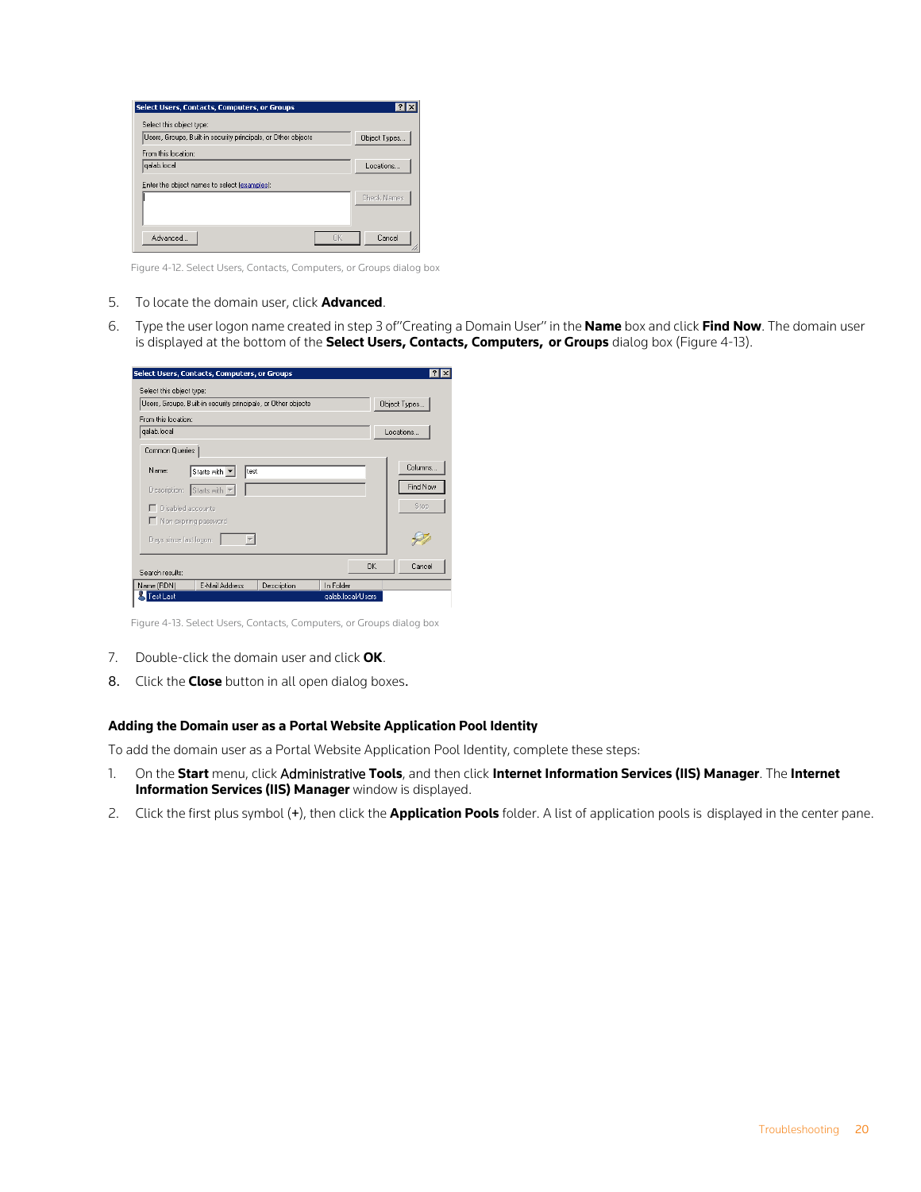Figure 4-12. Select Users, Contacts, Computers, or Groups dialog box

5. To locate the domain user, click **Advanced**.
6. Type the user logon name created in step 3 of"Creating a Domain User" in the **Name** box and click **Find Now**. The domain user is displayed at the bottom of the **Select Users, Contacts, Computers, or Groups** dialog box (Figure 4-13).

Figure 4-13. Select Users, Contacts, Computers, or Groups dialog box

7. Double-click the domain user and click **OK**.
8. Click the **Close** button in all open dialog boxes.

### Adding the Domain user as a Portal Website Application Pool Identity

To add the domain user as a Portal Website Application Pool Identity, complete these steps:

1. On the **Start** menu, click Administrative **Tools**, and then click **Internet Information Services (IIS) Manager**. The **Internet Information Services (IIS) Manager** window is displayed.
2. Click the first plus symbol (+), then click the **Application Pools** folder. A list of application pools is displayed in the center pane.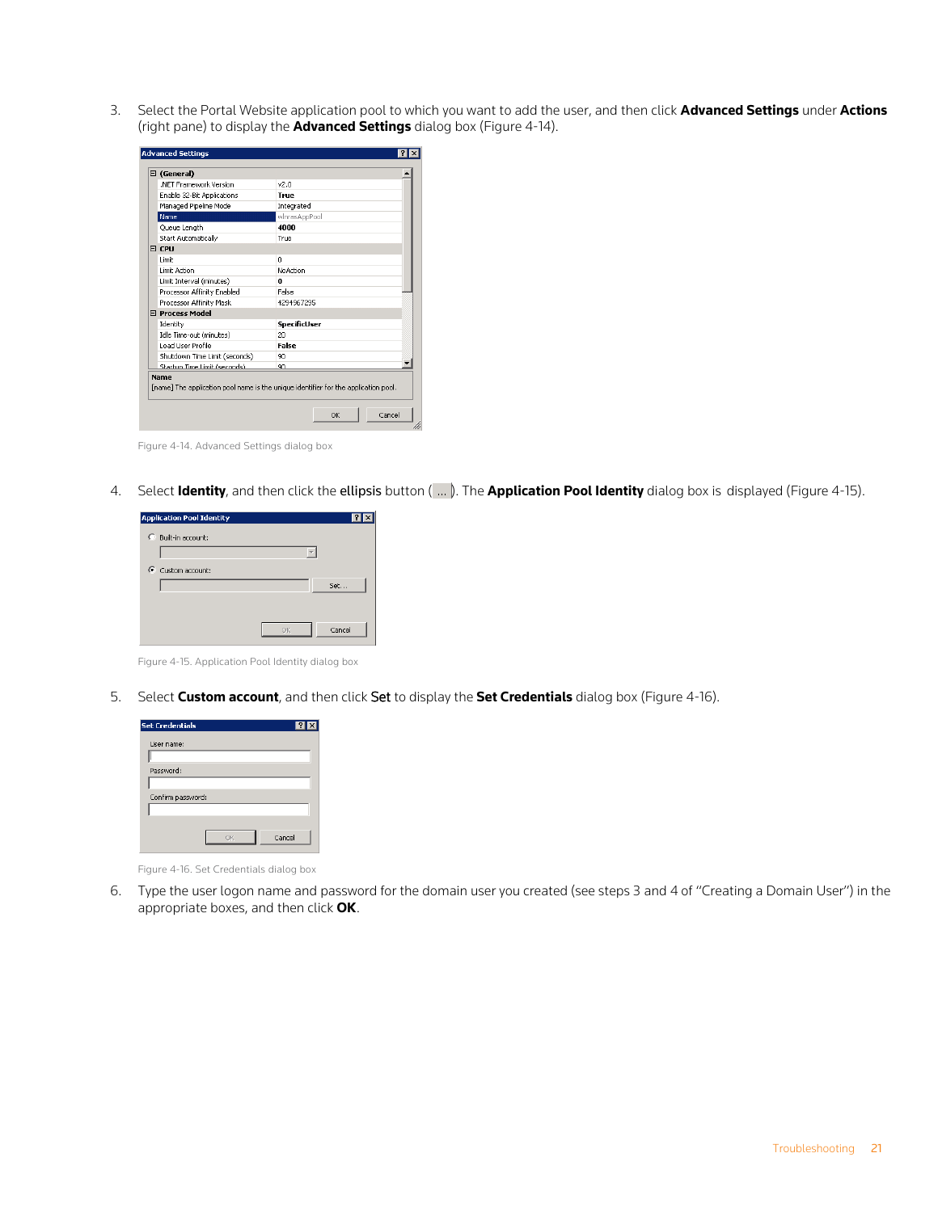3. Select the Portal Website application pool to which you want to add the user, and then click **Advanced Settings** under **Actions** (right pane) to display the **Advanced Settings** dialog box (Figure 4-14).

Figure 4-14. Advanced Settings dialog box

4. Select **Identity**, and then click the ellipsis button ( ... ). The **Application Pool Identity** dialog box is displayed (Figure 4-15).

Figure 4-15. Application Pool Identity dialog box

5. Select **Custom account**, and then click Set to display the **Set Credentials** dialog box (Figure 4-16).

Figure 4-16. Set Credentials dialog box

6. Type the user logon name and password for the domain user you created (see steps 3 and 4 of "Creating a Domain User") in the appropriate boxes, and then click **OK**.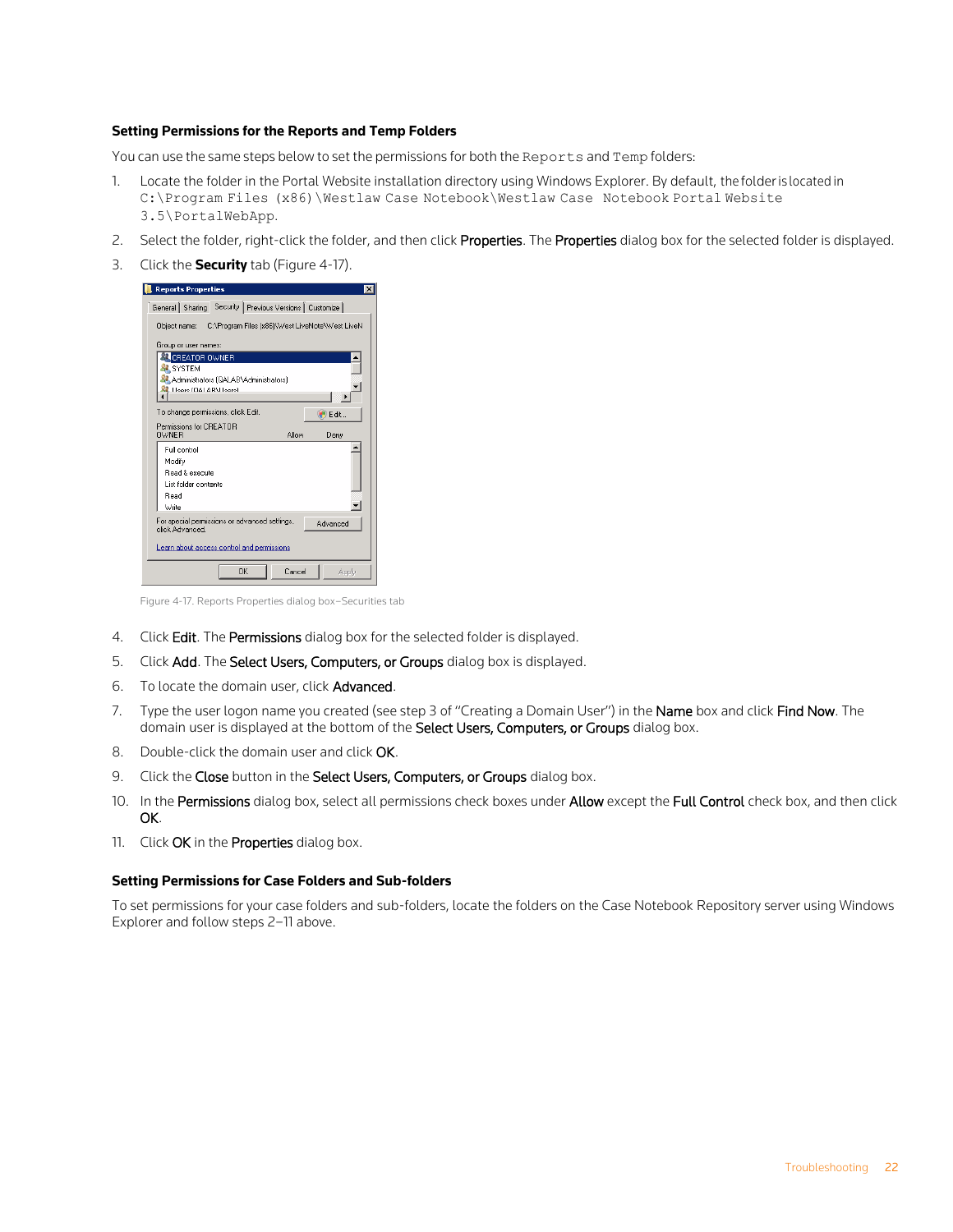### Setting Permissions for the Reports and Temp Folders

You can use the same steps below to set the permissions for both the `Reports` and `Temp` folders:

1. Locate the folder in the Portal Website installation directory using Windows Explorer. By default, the folder is located in `C:\Program Files (x86)\Westlaw Case Notebook\Westlaw Case Notebook Portal Website 3.5\PortalWebApp`.
2. Select the folder, right-click the folder, and then click Properties. The Properties dialog box for the selected folder is displayed.
3. Click the **Security** tab (Figure 4-17).

Figure 4-17. Reports Properties dialog box–Securities tab

4. Click Edit. The Permissions dialog box for the selected folder is displayed.
5. Click Add. The Select Users, Computers, or Groups dialog box is displayed.
6. To locate the domain user, click Advanced.
7. Type the user logon name you created (see step 3 of "Creating a Domain User") in the Name box and click Find Now. The domain user is displayed at the bottom of the Select Users, Computers, or Groups dialog box.
8. Double-click the domain user and click OK.
9. Click the Close button in the Select Users, Computers, or Groups dialog box.
10. In the Permissions dialog box, select all permissions check boxes under Allow except the Full Control check box, and then click OK.
11. Click OK in the Properties dialog box.

### Setting Permissions for Case Folders and Sub-folders

To set permissions for your case folders and sub-folders, locate the folders on the Case Notebook Repository server using Windows Explorer and follow steps 2–11 above.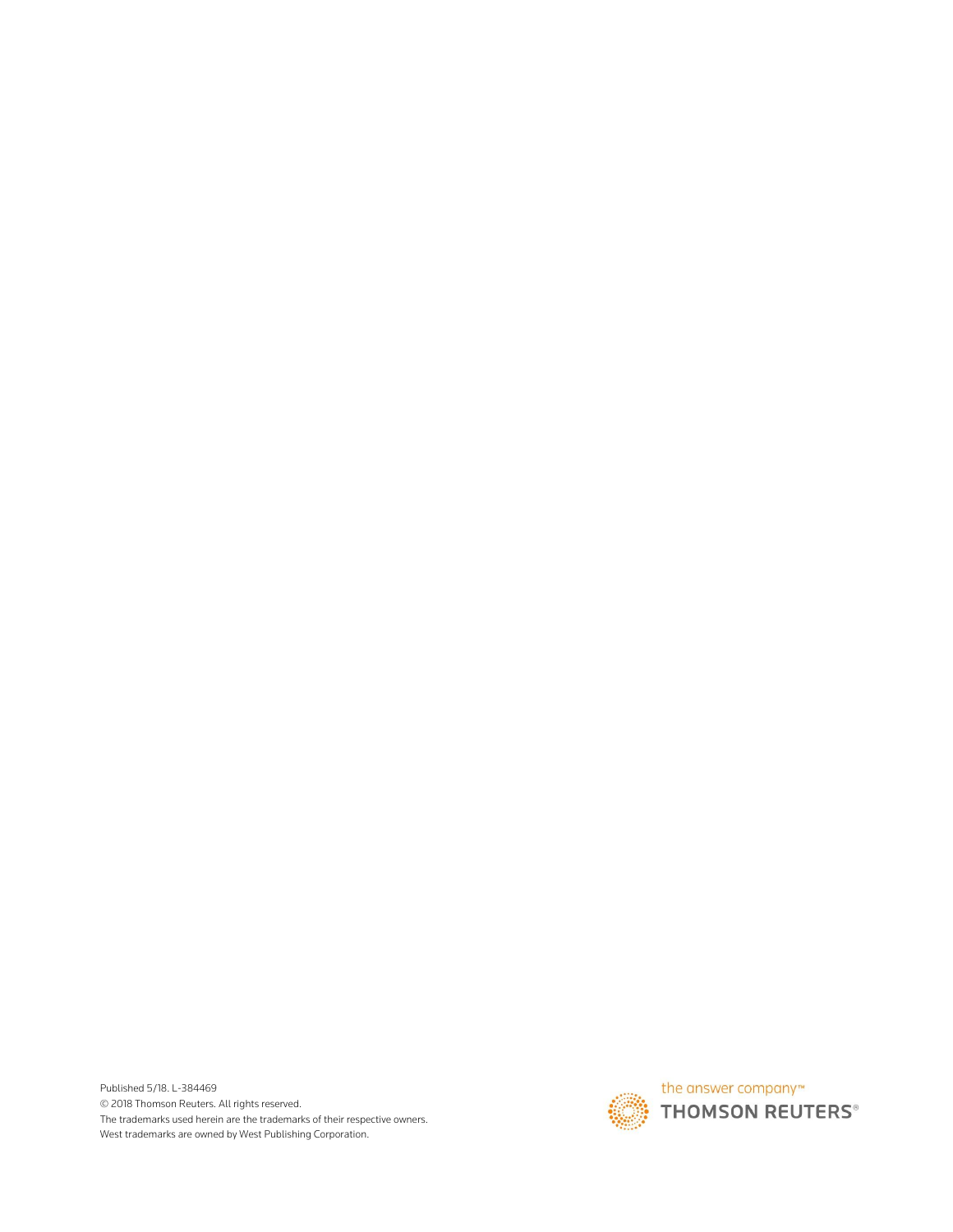Published 5/18. L-384469
© 2018 Thomson Reuters. All rights reserved.
The trademarks used herein are the trademarks of their respective owners.
West trademarks are owned by West Publishing Corporation.

the answer company™
THOMSON REUTERS®